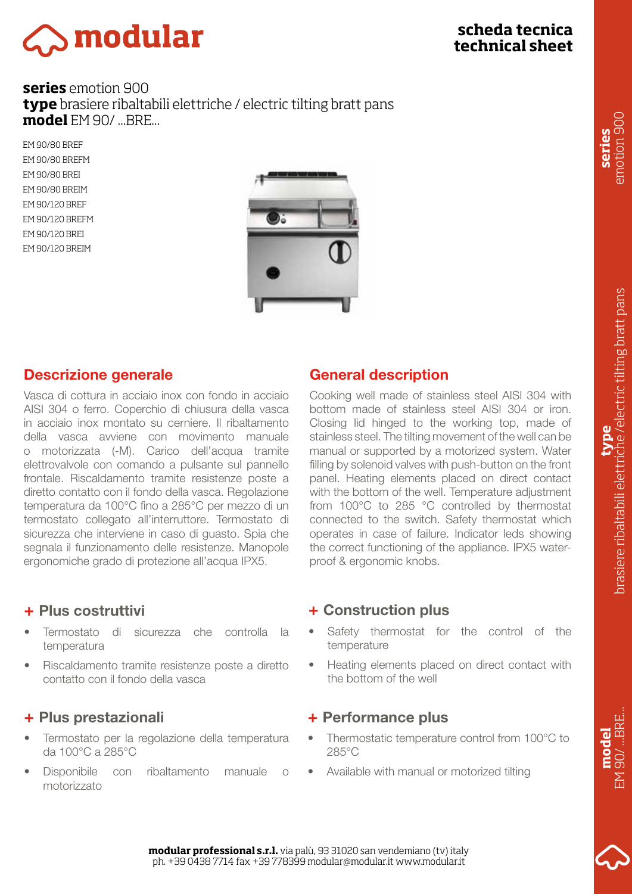# modular

**scheda tecnica**
**technical sheet**

**series** emotion 900
**type** brasiere ribaltabili elettriche / electric tilting bratt pans
**model** EM 90/ ...BRE...

EM 90/80 BREF
EM 90/80 BREFM
EM 90/80 BREI
EM 90/80 BREIM
EM 90/120 BREF
EM 90/120 BREFM
EM 90/120 BREI
EM 90/120 BREIM

## Descrizione generale

Vasca di cottura in acciaio inox con fondo in acciaio AISI 304 o ferro. Coperchio di chiusura della vasca in acciaio inox montato su cerniere. Il ribaltamento della vasca avviene con movimento manuale o motorizzata (-M). Carico dell'acqua tramite elettrovalvole con comando a pulsante sul pannello frontale. Riscaldamento tramite resistenze poste a diretto contatto con il fondo della vasca. Regolazione temperatura da 100°C fino a 285°C per mezzo di un termostato collegato all'interruttore. Termostato di sicurezza che interviene in caso di guasto. Spia che segnala il funzionamento delle resistenze. Manopole ergonomiche grado di protezione all'acqua IPX5.

## General description

Cooking well made of stainless steel AISI 304 with bottom made of stainless steel AISI 304 or iron. Closing lid hinged to the working top, made of stainless steel. The tilting movement of the well can be manual or supported by a motorized system. Water filling by solenoid valves with push-button on the front panel. Heating elements placed on direct contact with the bottom of the well. Temperature adjustment from 100°C to 285 °C controlled by thermostat connected to the switch. Safety thermostat which operates in case of failure. Indicator leds showing the correct functioning of the appliance. IPX5 water-proof & ergonomic knobs.

## + Plus costruttivi

- Termostato di sicurezza che controlla la temperatura
- Riscaldamento tramite resistenze poste a diretto contatto con il fondo della vasca

## + Construction plus

- Safety thermostat for the control of the temperature
- Heating elements placed on direct contact with the bottom of the well

## + Plus prestazionali

- Termostato per la regolazione della temperatura da 100°C a 285°C
- Disponibile con ribaltamento manuale o motorizzato

## + Performance plus

- Thermostatic temperature control from 100°C to 285°C
- Available with manual or motorized tilting

**modular professional s.r.l.** via palù, 93 31020 san vendemiano (tv) italy
ph. +39 0438 7714 fax +39 778399 modular@modular.it www.modular.it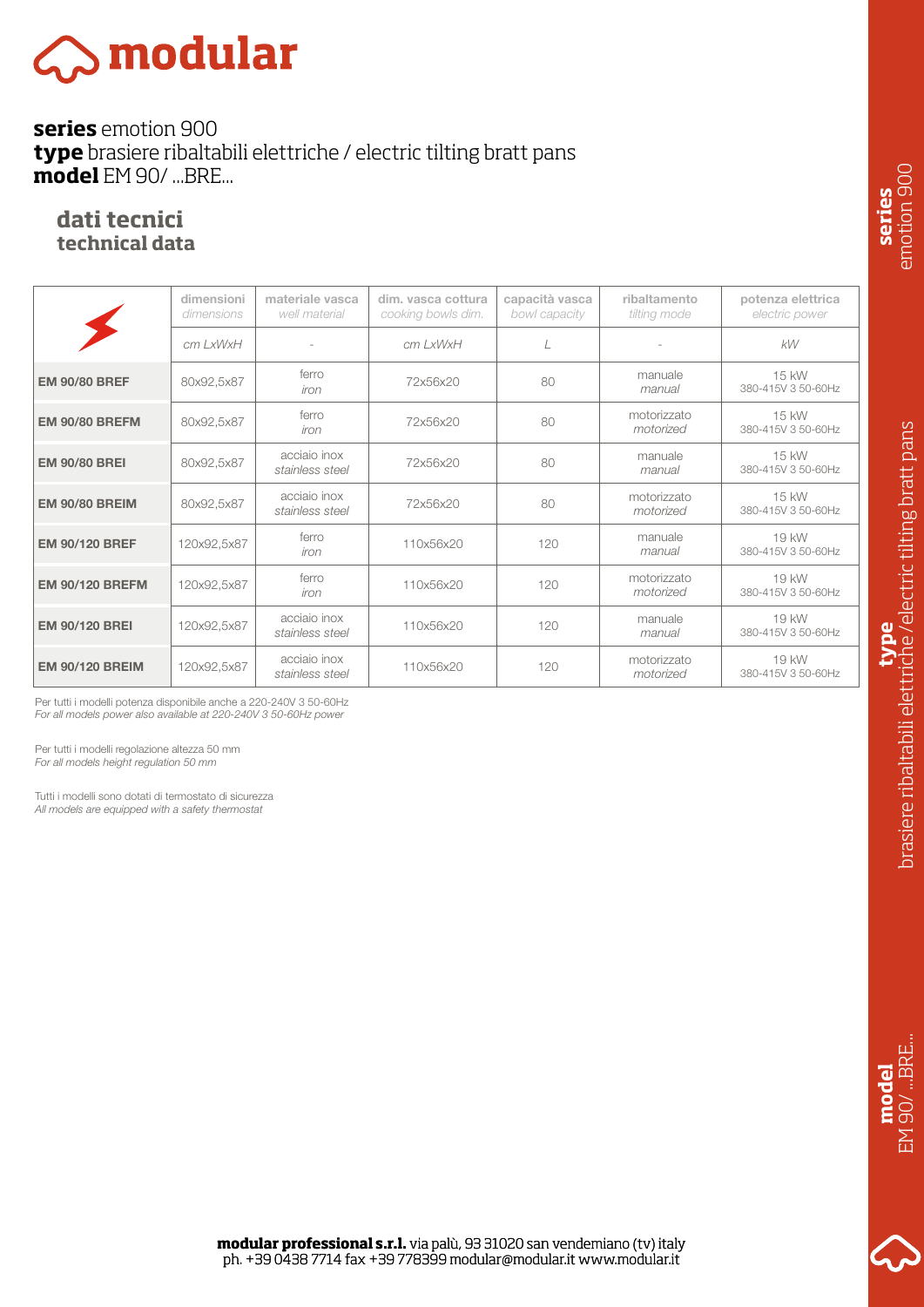**series** emotion 900
**type** brasiere ribaltabili elettriche / electric tilting bratt pans
**model** EM 90/ ...BRE...

## dati tecnici
## technical data

| | dimensioni *dimensions* | materiale vasca *well material* | dim. vasca cottura *cooking bowls dim.* | capacità vasca *bowl capacity* | ribaltamento *tilting mode* | potenza elettrica *electric power* |
|---|---|---|---|---|---|---|
| | cm LxWxH | - | cm LxWxH | L | - | kW |
| **EM 90/80 BREF** | 80x92,5x87 | ferro *iron* | 72x56x20 | 80 | manuale *manual* | 15 kW 380-415V 3 50-60Hz |
| **EM 90/80 BREFM** | 80x92,5x87 | ferro *iron* | 72x56x20 | 80 | motorizzato *motorized* | 15 kW 380-415V 3 50-60Hz |
| **EM 90/80 BREI** | 80x92,5x87 | acciaio inox *stainless steel* | 72x56x20 | 80 | manuale *manual* | 15 kW 380-415V 3 50-60Hz |
| **EM 90/80 BREIM** | 80x92,5x87 | acciaio inox *stainless steel* | 72x56x20 | 80 | motorizzato *motorized* | 15 kW 380-415V 3 50-60Hz |
| **EM 90/120 BREF** | 120x92,5x87 | ferro *iron* | 110x56x20 | 120 | manuale *manual* | 19 kW 380-415V 3 50-60Hz |
| **EM 90/120 BREFM** | 120x92,5x87 | ferro *iron* | 110x56x20 | 120 | motorizzato *motorized* | 19 kW 380-415V 3 50-60Hz |
| **EM 90/120 BREI** | 120x92,5x87 | acciaio inox *stainless steel* | 110x56x20 | 120 | manuale *manual* | 19 kW 380-415V 3 50-60Hz |
| **EM 90/120 BREIM** | 120x92,5x87 | acciaio inox *stainless steel* | 110x56x20 | 120 | motorizzato *motorized* | 19 kW 380-415V 3 50-60Hz |

Per tutti i modelli potenza disponibile anche a 220-240V 3 50-60Hz
*For all models power also available at 220-240V 3 50-60Hz power*

Per tutti i modelli regolazione altezza 50 mm
*For all models height regulation 50 mm*

Tutti i modelli sono dotati di termostato di sicurezza
*All models are equipped with a safety thermostat*

**modular professional s.r.l.** via palù, 93 31020 san vendemiano (tv) italy
ph. +39 0438 7714 fax +39 778399 modular@modular.it www.modular.it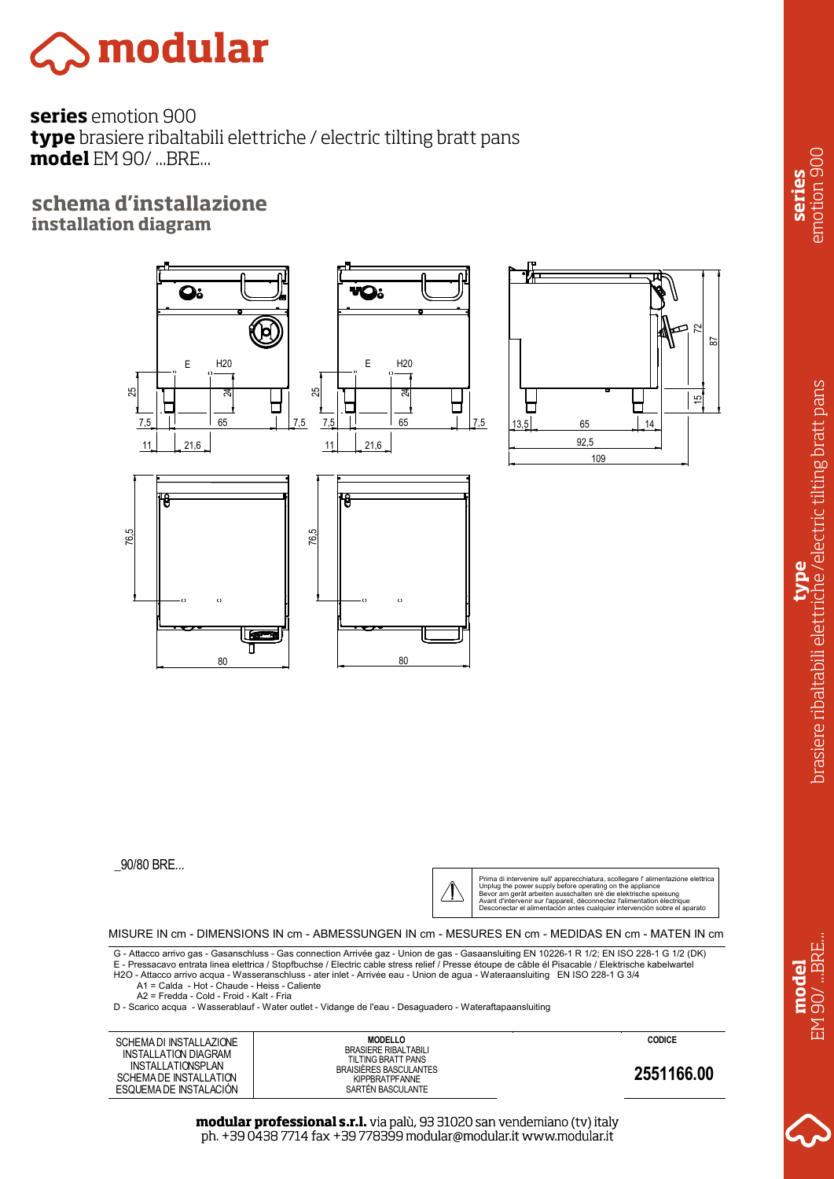# modular

**series** emotion 900
**type** brasiere ribaltabili elettriche / electric tilting bratt pans
**model** EM 90/ ...BRE...

## schema d'installazione
### installation diagram

_90/80 BRE...

Prima di intervenire sull' apparecchiatura, scollegare l' alimentazione elettrica
Unplug the power supply before operating on the appliance
Bevor am gerät arbeiten ausschalten srè die elektrische speisung
Avant d'intervenir sur l'appareil, déconnectez l'alimentation électrique
Desconectar el alimentación antes cualquier intervención sobre el aparato

MISURE IN cm - DIMENSIONS IN cm - ABMESSUNGEN IN cm - MESURES EN cm - MEDIDAS EN cm - MATEN IN cm

G - Attacco arrivo gas - Gasanschluss - Gas connection Arrivée gaz - Union de gas - Gasaansluiting EN 10226-1 R 1/2; EN ISO 228-1 G 1/2 (DK)
E - Pressacavo entrata linea elettrica / Stopfbuchse / Electric cable stress relief / Presse étoupe de câble él Pisacable / Elektrische kabelwartel
H2O - Attacco arrivo acqua - Wasseranschluss - ater inlet - Arrivée eau - Union de agua - Wateraansluiting EN ISO 228-1 G 3/4
A1 = Calda - Hot - Chaude - Heiss - Caliente
A2 = Fredda - Cold - Froid - Kalt - Fria
D - Scarico acqua - Wasserablauf - Water outlet - Vidange de l'eau - Desaguadero - Wateraftapaansluiting

| SCHEMA DI INSTALLAZIONE<br>INSTALLATION DIAGRAM<br>INSTALLATIONSPLAN<br>SCHEMA DE INSTALLATION<br>ESQUEMA DE INSTALACIÓN | **MODELLO**<br>BRASIERE RIBALTABILI<br>TILTING BRATT PANS<br>BRAISIÈRES BASCULANTES<br>KIPPBRATPFANNE<br>SARTÉN BASCULANTE | **CODICE**<br>**2551166.00** |
|---|---|---|

**modular professional s.r.l.** via palù, 93 31020 san vendemiano (tv) italy
ph. +39 0438 7714 fax +39 778399 modular@modular.it www.modular.it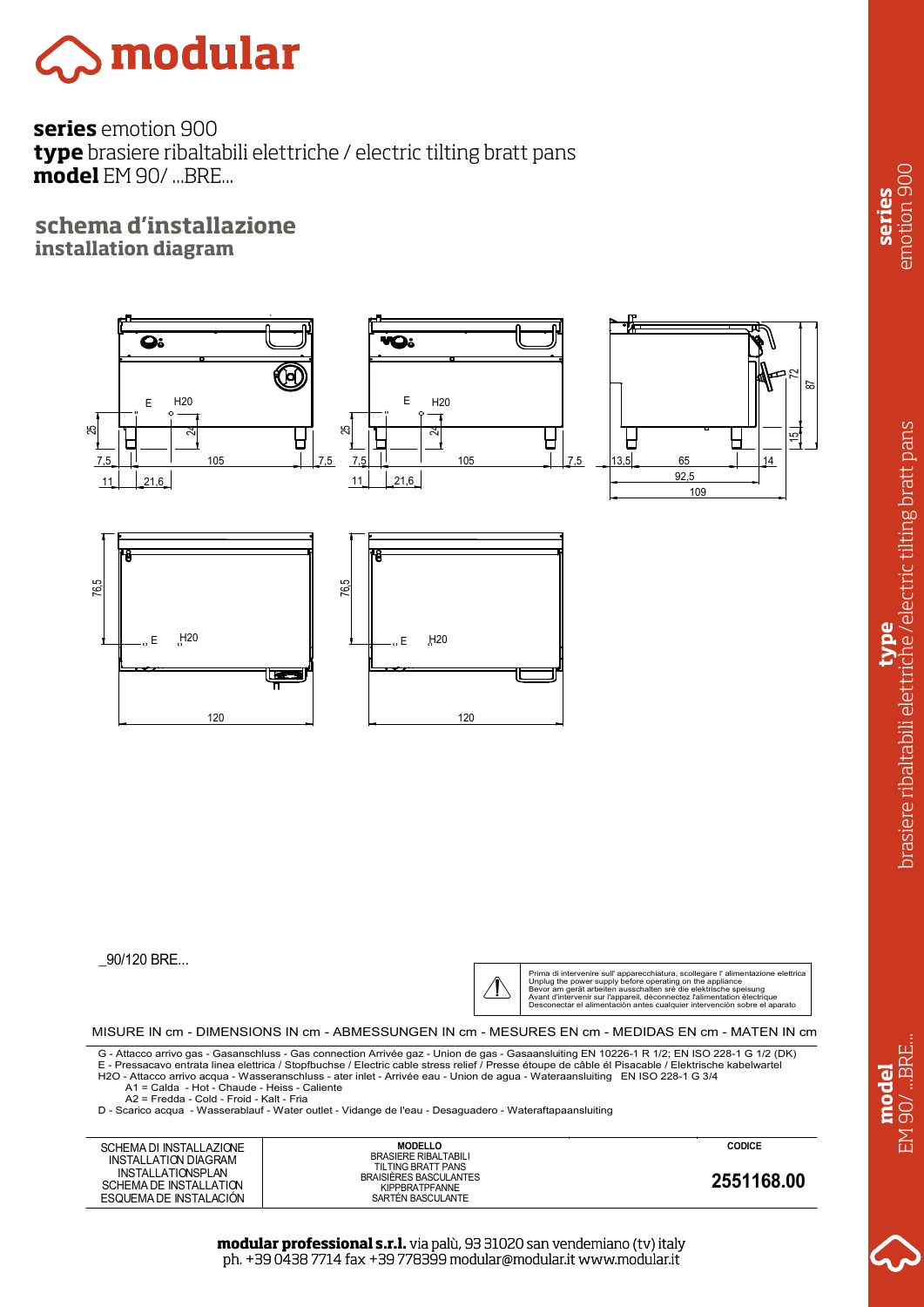# modular

**series** emotion 900
**type** brasiere ribaltabili elettriche / electric tilting bratt pans
**model** EM 90/ ...BRE...

## schema d'installazione
### installation diagram

E
H20
25
24
7,5
105
7,5
11
21,6

E
H20
25
24
7,5
105
7,5
11
21,6

72
87
15
13,5
65
14
92,5
109

76,5
E
H20
120

76,5
E
H20
120

_90/120 BRE...

Prima di intervenire sull' apparecchiatura, scollegare l' alimentazione elettrica
Unplug the power supply before operating on the appliance
Bevor am gerät arbeiten ausschalten srë die elektrische speisung
Avant d'intervenir sur l'appareil, déconnectez l'alimentation électrique
Desconectar el alimentaciòn antes cualquier intervenciòn sobre el aparato

MISURE IN cm - DIMENSIONS IN cm - ABMESSUNGEN IN cm - MESURES EN cm - MEDIDAS EN cm - MATEN IN cm

G - Attacco arrivo gas - Gasanschluss - Gas connection Arrivée gaz - Union de gas - Gasaansluiting EN 10226-1 R 1/2; EN ISO 228-1 G 1/2 (DK)
E - Pressacavo entrata linea elettrica / Stopfbuchse / Electric cable stress relief / Presse étoupe de câble él Pisacable / Elektrische kabelwartel
H2O - Attacco arrivo acqua - Wasseranschluss - ater inlet - Arrivée eau - Union de agua - Wateraansluiting EN ISO 228-1 G 3/4
A1 = Calda - Hot - Chaude - Heiss - Caliente
A2 = Fredda - Cold - Froid - Kalt - Fria
D - Scarico acqua - Wasserablauf - Water outlet - Vidange de l'eau - Desaguadero - Wateraftapaansluiting

| SCHEMA DI INSTALLAZIONE<br>INSTALLATION DIAGRAM<br>INSTALLATIONSPLAN<br>SCHEMA DE INSTALLATION<br>ESQUEMA DE INSTALACIÓN | **MODELLO**<br>BRASIERE RIBALTABILI<br>TILTING BRATT PANS<br>BRAISIÈRES BASCULANTES<br>KIPPBRATPFANNE<br>SARTÉN BASCULANTE | **CODICE**<br>**2551168.00** |
|---|---|---|

**modular professional s.r.l.** via palù, 93 31020 san vendemiano (tv) italy
ph. +39 0438 7714 fax +39 778399 modular@modular.it www.modular.it